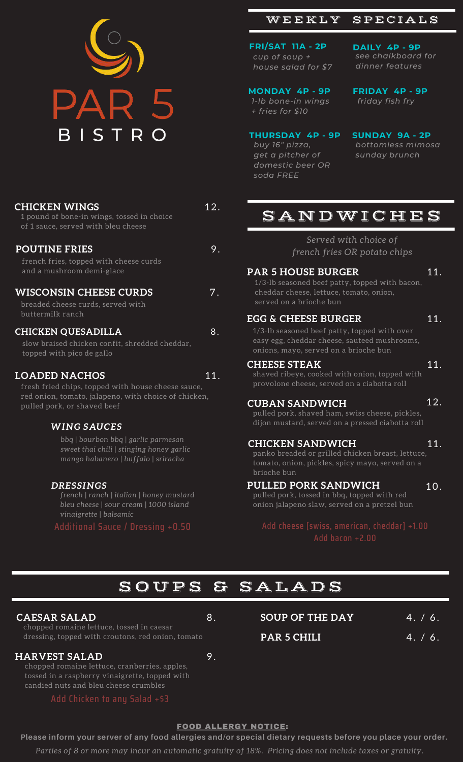# PAR 5
## BISTRO

## WEEKLY SPECIALS

**FRI/SAT 11A - 2P**
*cup of soup + house salad for $7*

**DAILY 4P - 9P**
*see chalkboard for dinner features*

**MONDAY 4P - 9P**
*1-lb bone-in wings + fries for $10*

**FRIDAY 4P - 9P**
*friday fish fry*

**THURSDAY 4P - 9P**
*buy 16" pizza, get a pitcher of domestic beer OR soda FREE*

**SUNDAY 9A - 2P**
*bottomless mimosa sunday brunch*

**CHICKEN WINGS** 12.
1 pound of bone-in wings, tossed in choice of 1 sauce, served with bleu cheese

**POUTINE FRIES** 9.
french fries, topped with cheese curds and a mushroom demi-glace

**WISCONSIN CHEESE CURDS** 7.
breaded cheese curds, served with buttermilk ranch

**CHICKEN QUESADILLA** 8.
slow braised chicken confit, shredded cheddar, topped with pico de gallo

**LOADED NACHOS** 11.
fresh fried chips, topped with house cheese sauce, red onion, tomato, jalapeno, with choice of chicken, pulled pork, or shaved beef

### *WING SAUCES*

*bbq | bourbon bbq | garlic parmesan*
*sweet thai chili | stinging honey garlic*
*mango habanero | buffalo | sriracha*

### *DRESSINGS*

*french | ranch | italian | honey mustard*
*bleu cheese | sour cream | 1000 island*
*vinaigrette | balsamic*

Additional Sauce / Dressing +0.50

## SANDWICHES

*Served with choice of french fries OR potato chips*

**PAR 5 HOUSE BURGER** 11.
1/3-lb seasoned beef patty, topped with bacon, cheddar cheese, lettuce, tomato, onion, served on a brioche bun

**EGG & CHEESE BURGER** 11.
1/3-lb seasoned beef patty, topped with over easy egg, cheddar cheese, sauteed mushrooms, onions, mayo, served on a brioche bun

**CHEESE STEAK** 11.
shaved ribeye, cooked with onion, topped with provolone cheese, served on a ciabotta roll

**CUBAN SANDWICH** 12.
pulled pork, shaved ham, swiss cheese, pickles, dijon mustard, served on a pressed ciabotta roll

**CHICKEN SANDWICH** 11.
panko breaded or grilled chicken breast, lettuce, tomato, onion, pickles, spicy mayo, served on a brioche bun

**PULLED PORK SANDWICH** 10.
pulled pork, tossed in bbq, topped with red onion jalapeno slaw, served on a pretzel bun

Add cheese [swiss, american, cheddar] +1.00
Add bacon +2.00

## SOUPS & SALADS

**CAESAR SALAD** 8.
chopped romaine lettuce, tossed in caesar dressing, topped with croutons, red onion, tomato

**HARVEST SALAD** 9.
chopped romaine lettuce, cranberries, apples, tossed in a raspberry vinaigrette, topped with candied nuts and bleu cheese crumbles

Add Chicken to any Salad +$3

**SOUP OF THE DAY** 4. / 6.

**PAR 5 CHILI** 4. / 6.

**FOOD ALLERGY NOTICE:**
**Please inform your server of any food allergies and/or special dietary requests before you place your order.**
*Parties of 8 or more may incur an automatic gratuity of 18%. Pricing does not include taxes or gratuity.*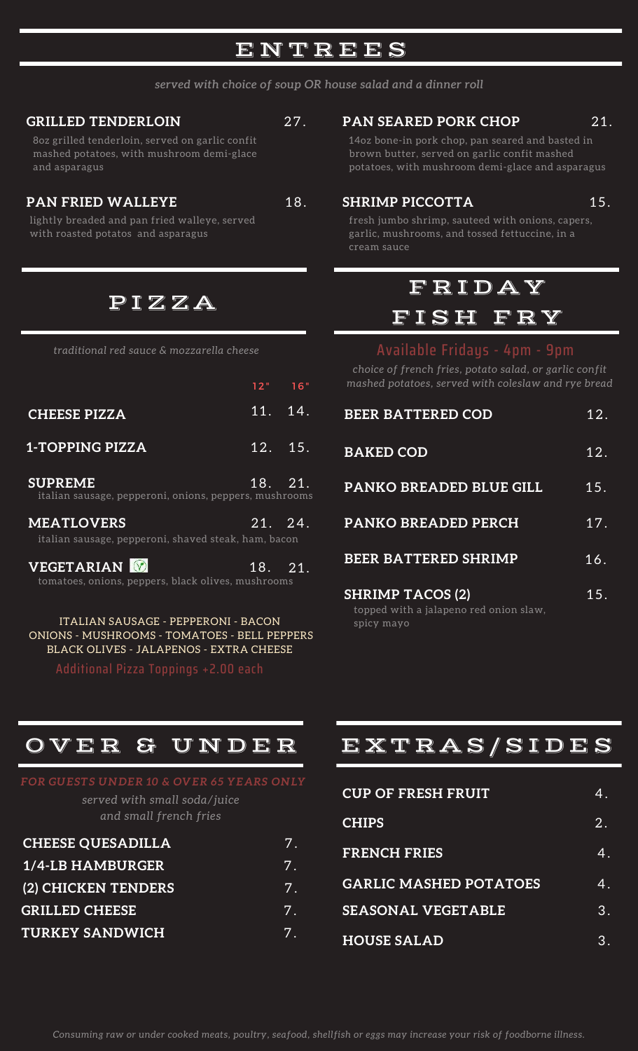# ENTREES

*served with choice of soup OR house salad and a dinner roll*

**GRILLED TENDERLOIN** 27.
8oz grilled tenderloin, served on garlic confit mashed potatoes, with mushroom demi-glace and asparagus

**PAN FRIED WALLEYE** 18.
lightly breaded and pan fried walleye, served with roasted potatos and asparagus

**PAN SEARED PORK CHOP** 21.
14oz bone-in pork chop, pan seared and basted in brown butter, served on garlic confit mashed potatoes, with mushroom demi-glace and asparagus

**SHRIMP PICCOTTA** 15.
fresh jumbo shrimp, sauteed with onions, capers, garlic, mushrooms, and tossed fettuccine, in a cream sauce

# PIZZA

*traditional red sauce & mozzarella cheese*

| | 12" | 16" |
|---|---|---|
| **CHEESE PIZZA** | 11. | 14. |
| **1-TOPPING PIZZA** | 12. | 15. |
| **SUPREME** italian sausage, pepperoni, onions, peppers, mushrooms | 18. | 21. |
| **MEATLOVERS** italian sausage, pepperoni, shaved steak, ham, bacon | 21. | 24. |
| **VEGETARIAN** tomatoes, onions, peppers, black olives, mushrooms | 18. | 21. |

ITALIAN SAUSAGE - PEPPERONI - BACON
ONIONS - MUSHROOMS - TOMATOES - BELL PEPPERS
BLACK OLIVES - JALAPENOS - EXTRA CHEESE

Additional Pizza Toppings +2.00 each

# FRIDAY FISH FRY

Available Fridays - 4pm - 9pm

*choice of french fries, potato salad, or garlic confit mashed potatoes, served with coleslaw and rye bread*

| | |
|---|---|
| **BEER BATTERED COD** | 12. |
| **BAKED COD** | 12. |
| **PANKO BREADED BLUE GILL** | 15. |
| **PANKO BREADED PERCH** | 17. |
| **BEER BATTERED SHRIMP** | 16. |
| **SHRIMP TACOS (2)** topped with a jalapeno red onion slaw, spicy mayo | 15. |

# OVER & UNDER

***FOR GUESTS UNDER 10 & OVER 65 YEARS ONLY***

*served with small soda/juice and small french fries*

| | |
|---|---|
| **CHEESE QUESADILLA** | 7. |
| **1/4-LB HAMBURGER** | 7. |
| **(2) CHICKEN TENDERS** | 7. |
| **GRILLED CHEESE** | 7. |
| **TURKEY SANDWICH** | 7. |

# EXTRAS/SIDES

| | |
|---|---|
| **CUP OF FRESH FRUIT** | 4. |
| **CHIPS** | 2. |
| **FRENCH FRIES** | 4. |
| **GARLIC MASHED POTATOES** | 4. |
| **SEASONAL VEGETABLE** | 3. |
| **HOUSE SALAD** | 3. |

*Consuming raw or under cooked meats, poultry, seafood, shellfish or eggs may increase your risk of foodborne illness.*